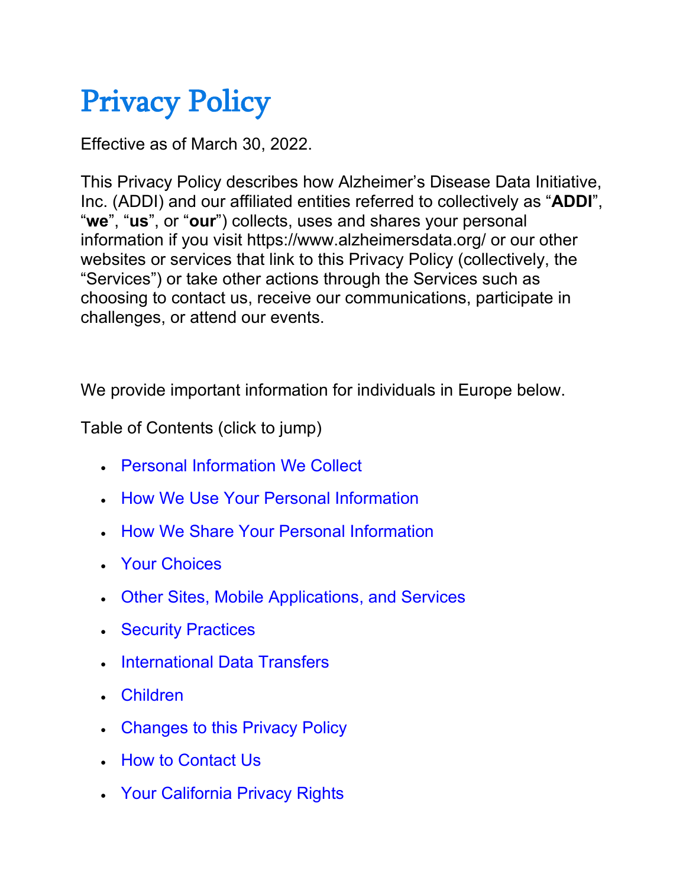# Privacy Policy

Effective as of March 30, 2022.

This Privacy Policy describes how Alzheimer's Disease Data Initiative, Inc. (ADDI) and our affiliated entities referred to collectively as "**ADDI**", "**we**", "**us**", or "**our**") collects, uses and shares your personal information if you visit https://www.alzheimersdata.org/ or our other websites or services that link to this Privacy Policy (collectively, the "Services") or take other actions through the Services such as choosing to contact us, receive our communications, participate in challenges, or attend our events.

We provide important information for individuals in Europe below.

Table of Contents (click to jump)

- Personal Information We Collect
- How We Use Your Personal Information
- How We Share Your Personal Information
- Your Choices
- Other Sites, Mobile Applications, and Services
- Security Practices
- International Data Transfers
- Children
- Changes to this Privacy Policy
- How to Contact Us
- Your California Privacy Rights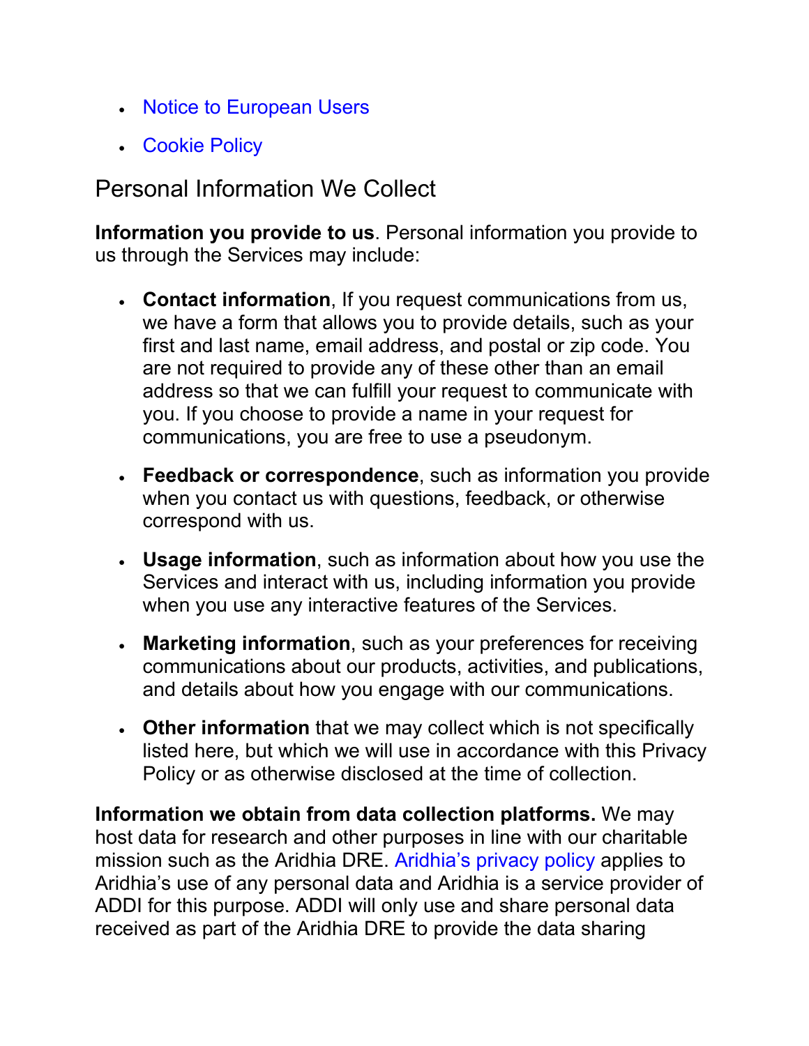- [Notice to European Users]
- [Cookie Policy]

## Personal Information We Collect

**Information you provide to us**. Personal information you provide to us through the Services may include:

- **Contact information**, If you request communications from us, we have a form that allows you to provide details, such as your first and last name, email address, and postal or zip code. You are not required to provide any of these other than an email address so that we can fulfill your request to communicate with you. If you choose to provide a name in your request for communications, you are free to use a pseudonym.
- **Feedback or correspondence**, such as information you provide when you contact us with questions, feedback, or otherwise correspond with us.
- **Usage information**, such as information about how you use the Services and interact with us, including information you provide when you use any interactive features of the Services.
- **Marketing information**, such as your preferences for receiving communications about our products, activities, and publications, and details about how you engage with our communications.
- **Other information** that we may collect which is not specifically listed here, but which we will use in accordance with this Privacy Policy or as otherwise disclosed at the time of collection.

**Information we obtain from data collection platforms.** We may host data for research and other purposes in line with our charitable mission such as the Aridhia DRE. Aridhia's privacy policy applies to Aridhia's use of any personal data and Aridhia is a service provider of ADDI for this purpose. ADDI will only use and share personal data received as part of the Aridhia DRE to provide the data sharing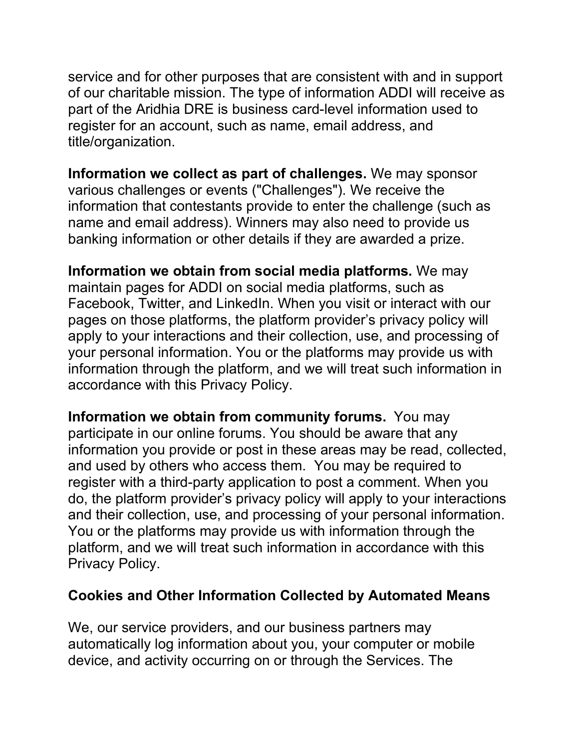service and for other purposes that are consistent with and in support of our charitable mission. The type of information ADDI will receive as part of the Aridhia DRE is business card-level information used to register for an account, such as name, email address, and title/organization.

**Information we collect as part of challenges.** We may sponsor various challenges or events ("Challenges"). We receive the information that contestants provide to enter the challenge (such as name and email address). Winners may also need to provide us banking information or other details if they are awarded a prize.

**Information we obtain from social media platforms.** We may maintain pages for ADDI on social media platforms, such as Facebook, Twitter, and LinkedIn. When you visit or interact with our pages on those platforms, the platform provider's privacy policy will apply to your interactions and their collection, use, and processing of your personal information. You or the platforms may provide us with information through the platform, and we will treat such information in accordance with this Privacy Policy.

**Information we obtain from community forums.** You may participate in our online forums. You should be aware that any information you provide or post in these areas may be read, collected, and used by others who access them. You may be required to register with a third-party application to post a comment. When you do, the platform provider's privacy policy will apply to your interactions and their collection, use, and processing of your personal information. You or the platforms may provide us with information through the platform, and we will treat such information in accordance with this Privacy Policy.

### Cookies and Other Information Collected by Automated Means

We, our service providers, and our business partners may automatically log information about you, your computer or mobile device, and activity occurring on or through the Services. The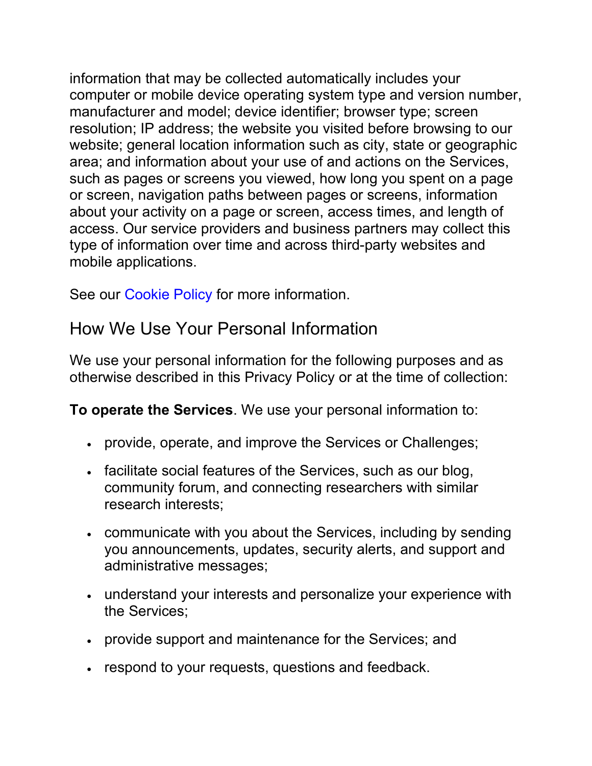information that may be collected automatically includes your computer or mobile device operating system type and version number, manufacturer and model; device identifier; browser type; screen resolution; IP address; the website you visited before browsing to our website; general location information such as city, state or geographic area; and information about your use of and actions on the Services, such as pages or screens you viewed, how long you spent on a page or screen, navigation paths between pages or screens, information about your activity on a page or screen, access times, and length of access. Our service providers and business partners may collect this type of information over time and across third-party websites and mobile applications.

See our Cookie Policy for more information.

## How We Use Your Personal Information

We use your personal information for the following purposes and as otherwise described in this Privacy Policy or at the time of collection:

**To operate the Services**. We use your personal information to:

- provide, operate, and improve the Services or Challenges;
- facilitate social features of the Services, such as our blog, community forum, and connecting researchers with similar research interests;
- communicate with you about the Services, including by sending you announcements, updates, security alerts, and support and administrative messages;
- understand your interests and personalize your experience with the Services;
- provide support and maintenance for the Services; and
- respond to your requests, questions and feedback.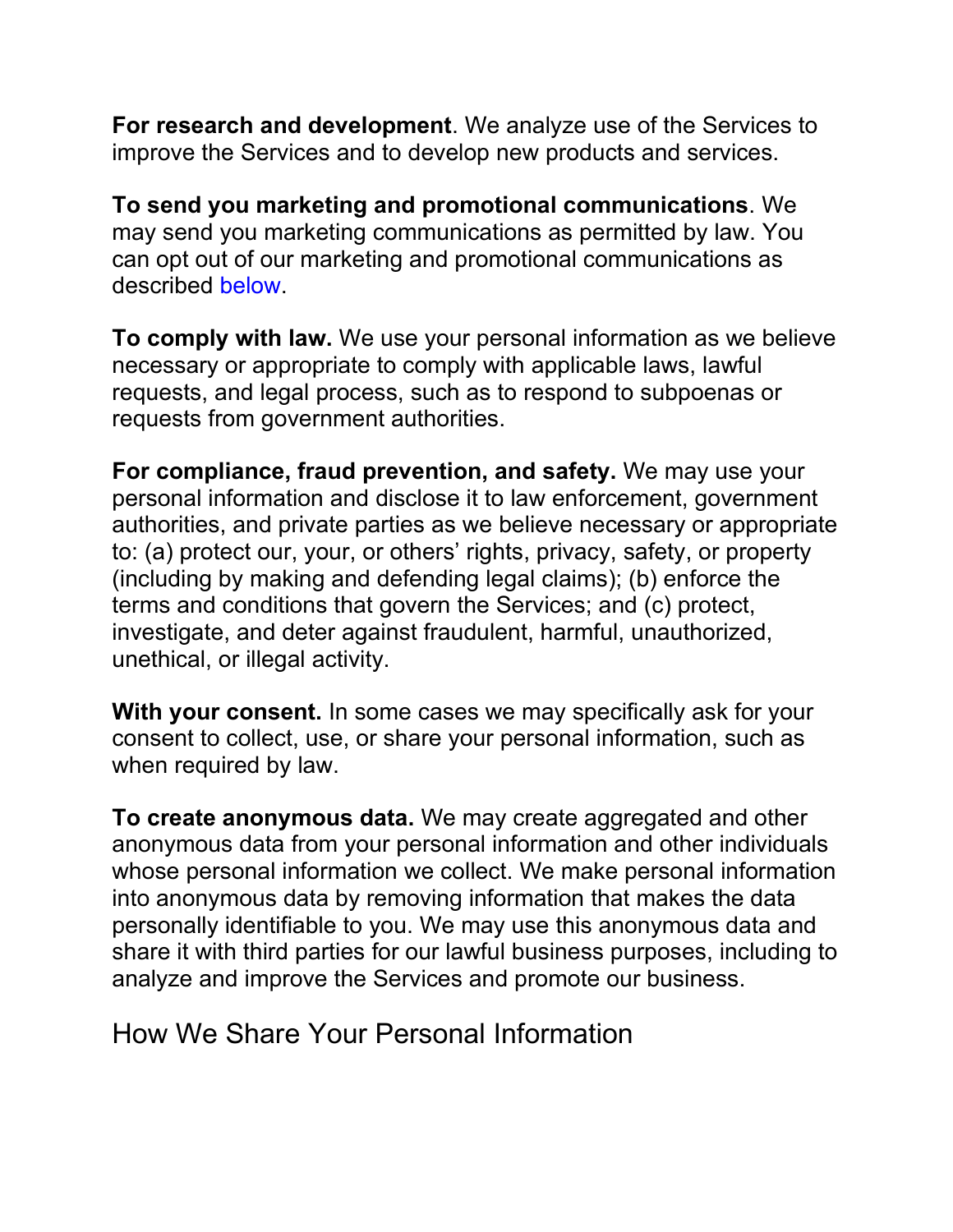**For research and development**. We analyze use of the Services to improve the Services and to develop new products and services.

**To send you marketing and promotional communications**. We may send you marketing communications as permitted by law. You can opt out of our marketing and promotional communications as described below.

**To comply with law.** We use your personal information as we believe necessary or appropriate to comply with applicable laws, lawful requests, and legal process, such as to respond to subpoenas or requests from government authorities.

**For compliance, fraud prevention, and safety.** We may use your personal information and disclose it to law enforcement, government authorities, and private parties as we believe necessary or appropriate to: (a) protect our, your, or others' rights, privacy, safety, or property (including by making and defending legal claims); (b) enforce the terms and conditions that govern the Services; and (c) protect, investigate, and deter against fraudulent, harmful, unauthorized, unethical, or illegal activity.

**With your consent.** In some cases we may specifically ask for your consent to collect, use, or share your personal information, such as when required by law.

**To create anonymous data.** We may create aggregated and other anonymous data from your personal information and other individuals whose personal information we collect. We make personal information into anonymous data by removing information that makes the data personally identifiable to you. We may use this anonymous data and share it with third parties for our lawful business purposes, including to analyze and improve the Services and promote our business.

## How We Share Your Personal Information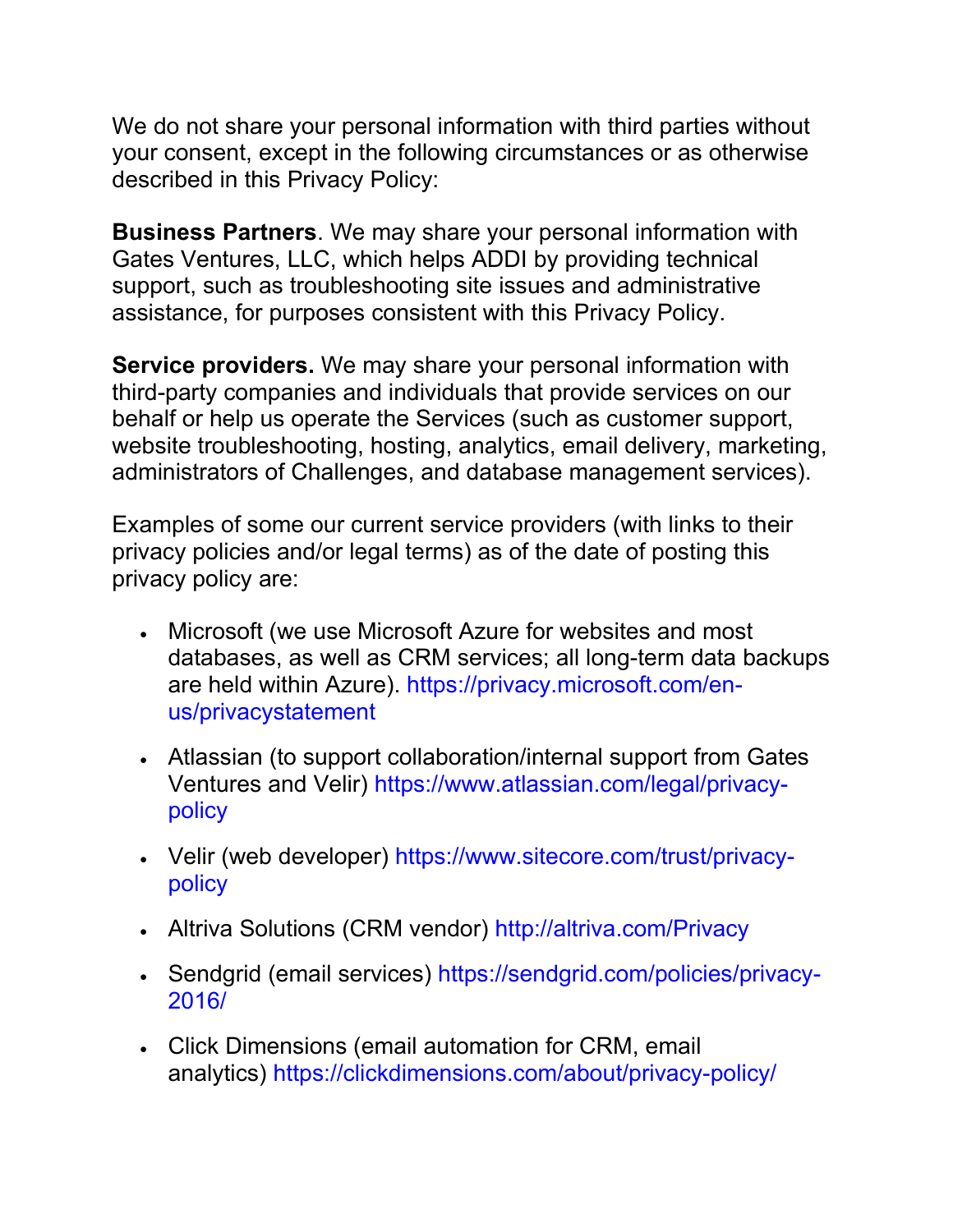We do not share your personal information with third parties without your consent, except in the following circumstances or as otherwise described in this Privacy Policy:

**Business Partners**. We may share your personal information with Gates Ventures, LLC, which helps ADDI by providing technical support, such as troubleshooting site issues and administrative assistance, for purposes consistent with this Privacy Policy.

**Service providers.** We may share your personal information with third-party companies and individuals that provide services on our behalf or help us operate the Services (such as customer support, website troubleshooting, hosting, analytics, email delivery, marketing, administrators of Challenges, and database management services).

Examples of some our current service providers (with links to their privacy policies and/or legal terms) as of the date of posting this privacy policy are:

- Microsoft (we use Microsoft Azure for websites and most databases, as well as CRM services; all long-term data backups are held within Azure). https://privacy.microsoft.com/en-us/privacystatement
- Atlassian (to support collaboration/internal support from Gates Ventures and Velir) https://www.atlassian.com/legal/privacy-policy
- Velir (web developer) https://www.sitecore.com/trust/privacy-policy
- Altriva Solutions (CRM vendor) http://altriva.com/Privacy
- Sendgrid (email services) https://sendgrid.com/policies/privacy-2016/
- Click Dimensions (email automation for CRM, email analytics) https://clickdimensions.com/about/privacy-policy/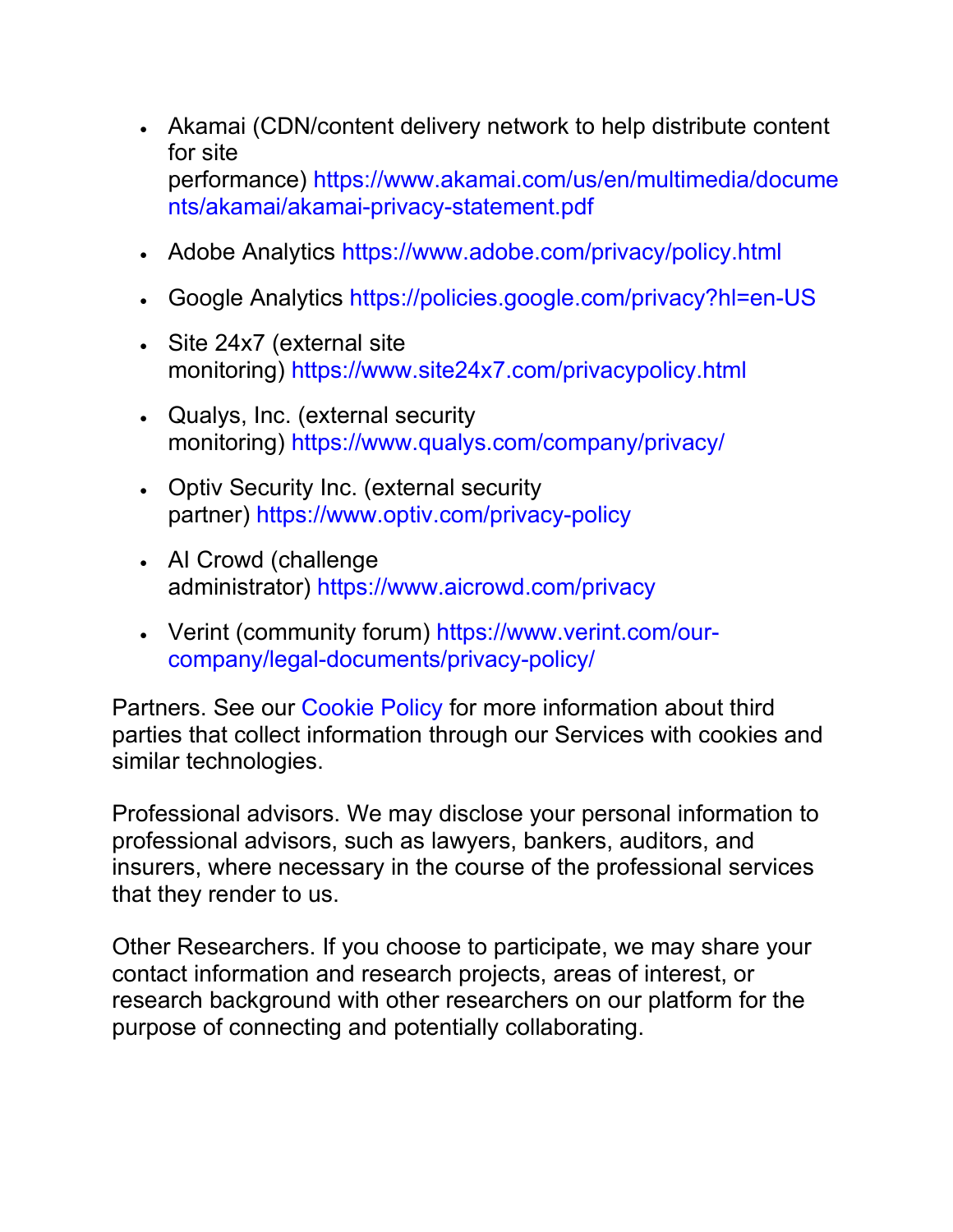- Akamai (CDN/content delivery network to help distribute content for site performance) https://www.akamai.com/us/en/multimedia/documents/akamai/akamai-privacy-statement.pdf
- Adobe Analytics https://www.adobe.com/privacy/policy.html
- Google Analytics https://policies.google.com/privacy?hl=en-US
- Site 24x7 (external site monitoring) https://www.site24x7.com/privacypolicy.html
- Qualys, Inc. (external security monitoring) https://www.qualys.com/company/privacy/
- Optiv Security Inc. (external security partner) https://www.optiv.com/privacy-policy
- AI Crowd (challenge administrator) https://www.aicrowd.com/privacy
- Verint (community forum) https://www.verint.com/our-company/legal-documents/privacy-policy/

Partners. See our Cookie Policy for more information about third parties that collect information through our Services with cookies and similar technologies.

Professional advisors. We may disclose your personal information to professional advisors, such as lawyers, bankers, auditors, and insurers, where necessary in the course of the professional services that they render to us.

Other Researchers. If you choose to participate, we may share your contact information and research projects, areas of interest, or research background with other researchers on our platform for the purpose of connecting and potentially collaborating.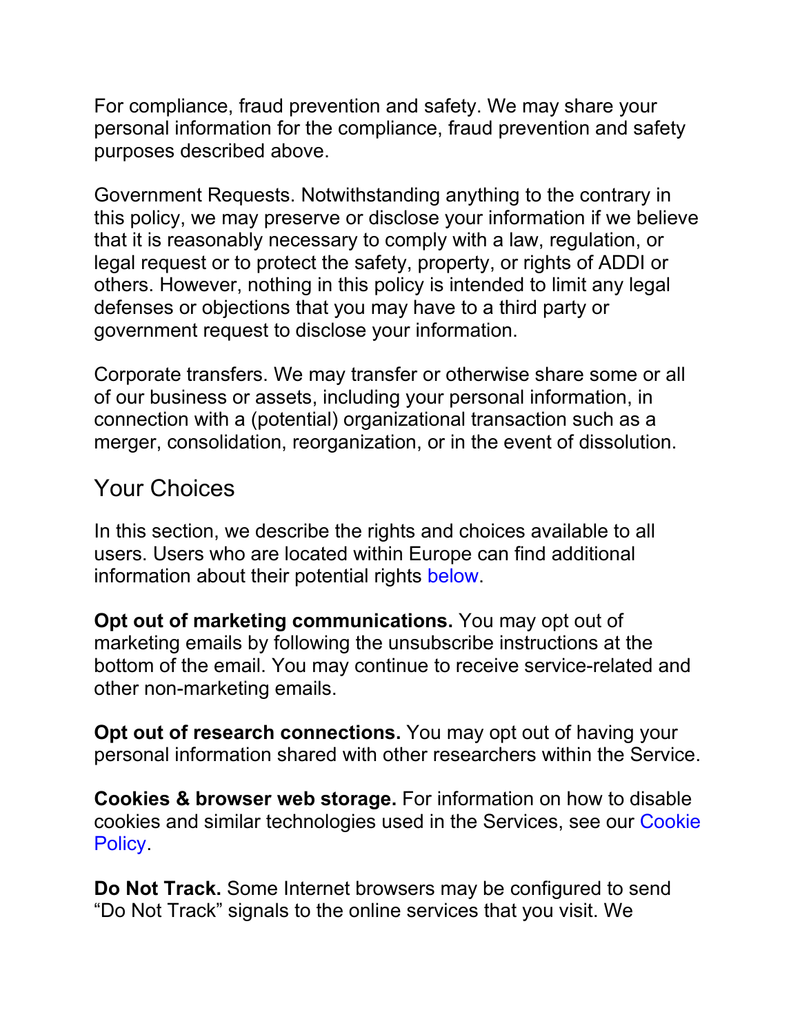For compliance, fraud prevention and safety. We may share your personal information for the compliance, fraud prevention and safety purposes described above.

Government Requests. Notwithstanding anything to the contrary in this policy, we may preserve or disclose your information if we believe that it is reasonably necessary to comply with a law, regulation, or legal request or to protect the safety, property, or rights of ADDI or others. However, nothing in this policy is intended to limit any legal defenses or objections that you may have to a third party or government request to disclose your information.

Corporate transfers. We may transfer or otherwise share some or all of our business or assets, including your personal information, in connection with a (potential) organizational transaction such as a merger, consolidation, reorganization, or in the event of dissolution.

## Your Choices

In this section, we describe the rights and choices available to all users. Users who are located within Europe can find additional information about their potential rights below.

**Opt out of marketing communications.** You may opt out of marketing emails by following the unsubscribe instructions at the bottom of the email. You may continue to receive service-related and other non-marketing emails.

**Opt out of research connections.** You may opt out of having your personal information shared with other researchers within the Service.

**Cookies & browser web storage.** For information on how to disable cookies and similar technologies used in the Services, see our Cookie Policy.

**Do Not Track.** Some Internet browsers may be configured to send "Do Not Track" signals to the online services that you visit. We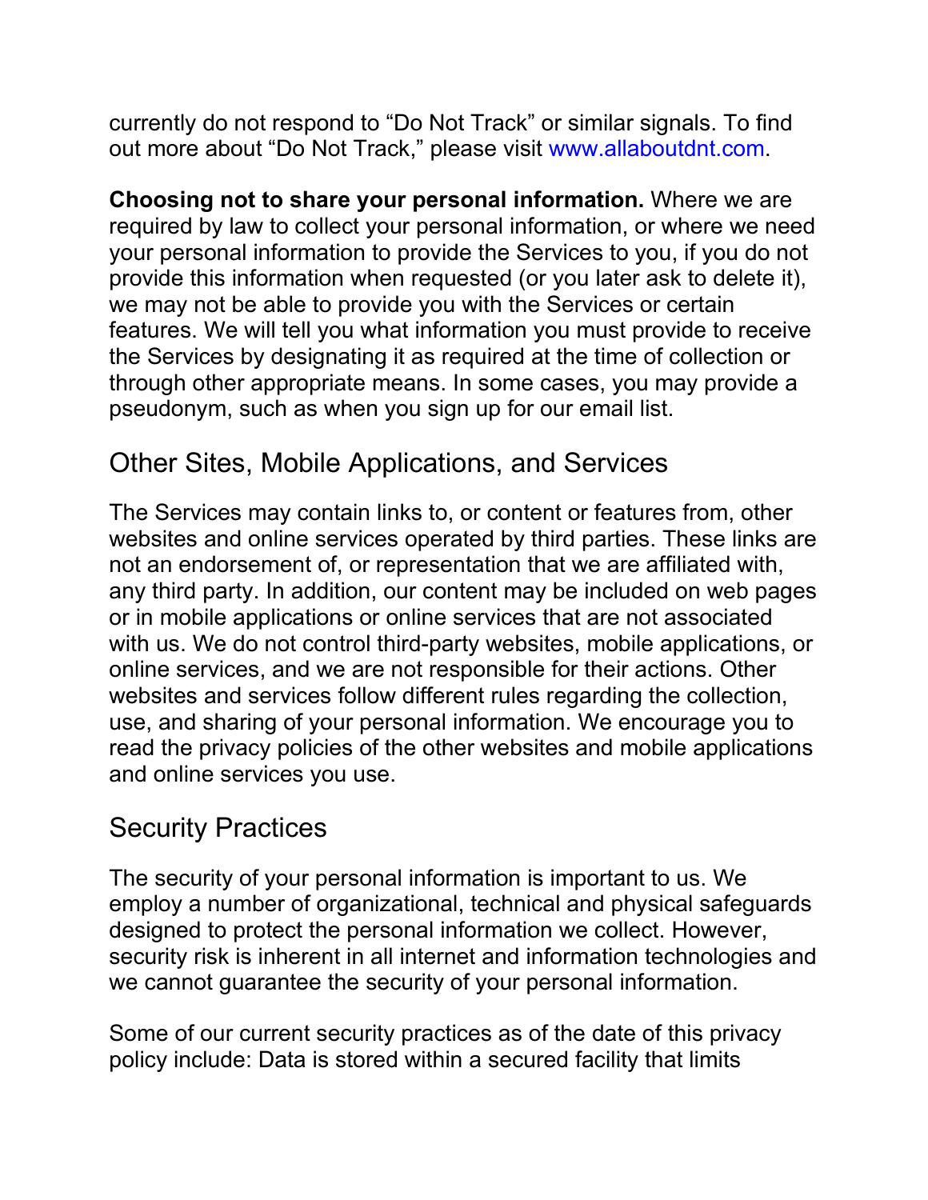currently do not respond to "Do Not Track" or similar signals. To find out more about "Do Not Track," please visit www.allaboutdnt.com.

**Choosing not to share your personal information.** Where we are required by law to collect your personal information, or where we need your personal information to provide the Services to you, if you do not provide this information when requested (or you later ask to delete it), we may not be able to provide you with the Services or certain features. We will tell you what information you must provide to receive the Services by designating it as required at the time of collection or through other appropriate means. In some cases, you may provide a pseudonym, such as when you sign up for our email list.

## Other Sites, Mobile Applications, and Services

The Services may contain links to, or content or features from, other websites and online services operated by third parties. These links are not an endorsement of, or representation that we are affiliated with, any third party. In addition, our content may be included on web pages or in mobile applications or online services that are not associated with us. We do not control third-party websites, mobile applications, or online services, and we are not responsible for their actions. Other websites and services follow different rules regarding the collection, use, and sharing of your personal information. We encourage you to read the privacy policies of the other websites and mobile applications and online services you use.

## Security Practices

The security of your personal information is important to us. We employ a number of organizational, technical and physical safeguards designed to protect the personal information we collect. However, security risk is inherent in all internet and information technologies and we cannot guarantee the security of your personal information.

Some of our current security practices as of the date of this privacy policy include: Data is stored within a secured facility that limits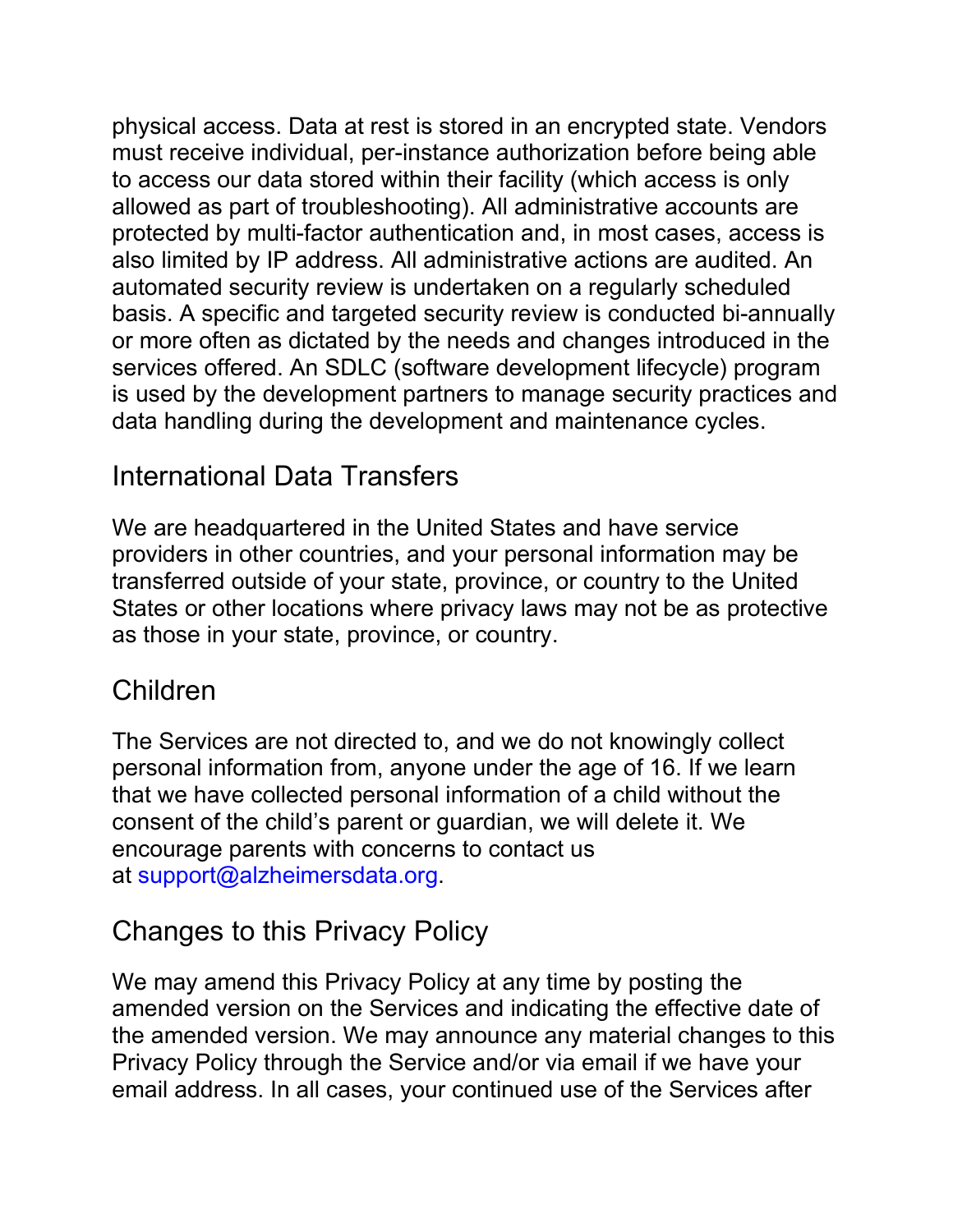physical access. Data at rest is stored in an encrypted state. Vendors must receive individual, per-instance authorization before being able to access our data stored within their facility (which access is only allowed as part of troubleshooting). All administrative accounts are protected by multi-factor authentication and, in most cases, access is also limited by IP address. All administrative actions are audited. An automated security review is undertaken on a regularly scheduled basis. A specific and targeted security review is conducted bi-annually or more often as dictated by the needs and changes introduced in the services offered. An SDLC (software development lifecycle) program is used by the development partners to manage security practices and data handling during the development and maintenance cycles.

## International Data Transfers

We are headquartered in the United States and have service providers in other countries, and your personal information may be transferred outside of your state, province, or country to the United States or other locations where privacy laws may not be as protective as those in your state, province, or country.

## Children

The Services are not directed to, and we do not knowingly collect personal information from, anyone under the age of 16. If we learn that we have collected personal information of a child without the consent of the child's parent or guardian, we will delete it. We encourage parents with concerns to contact us at support@alzheimersdata.org.

## Changes to this Privacy Policy

We may amend this Privacy Policy at any time by posting the amended version on the Services and indicating the effective date of the amended version. We may announce any material changes to this Privacy Policy through the Service and/or via email if we have your email address. In all cases, your continued use of the Services after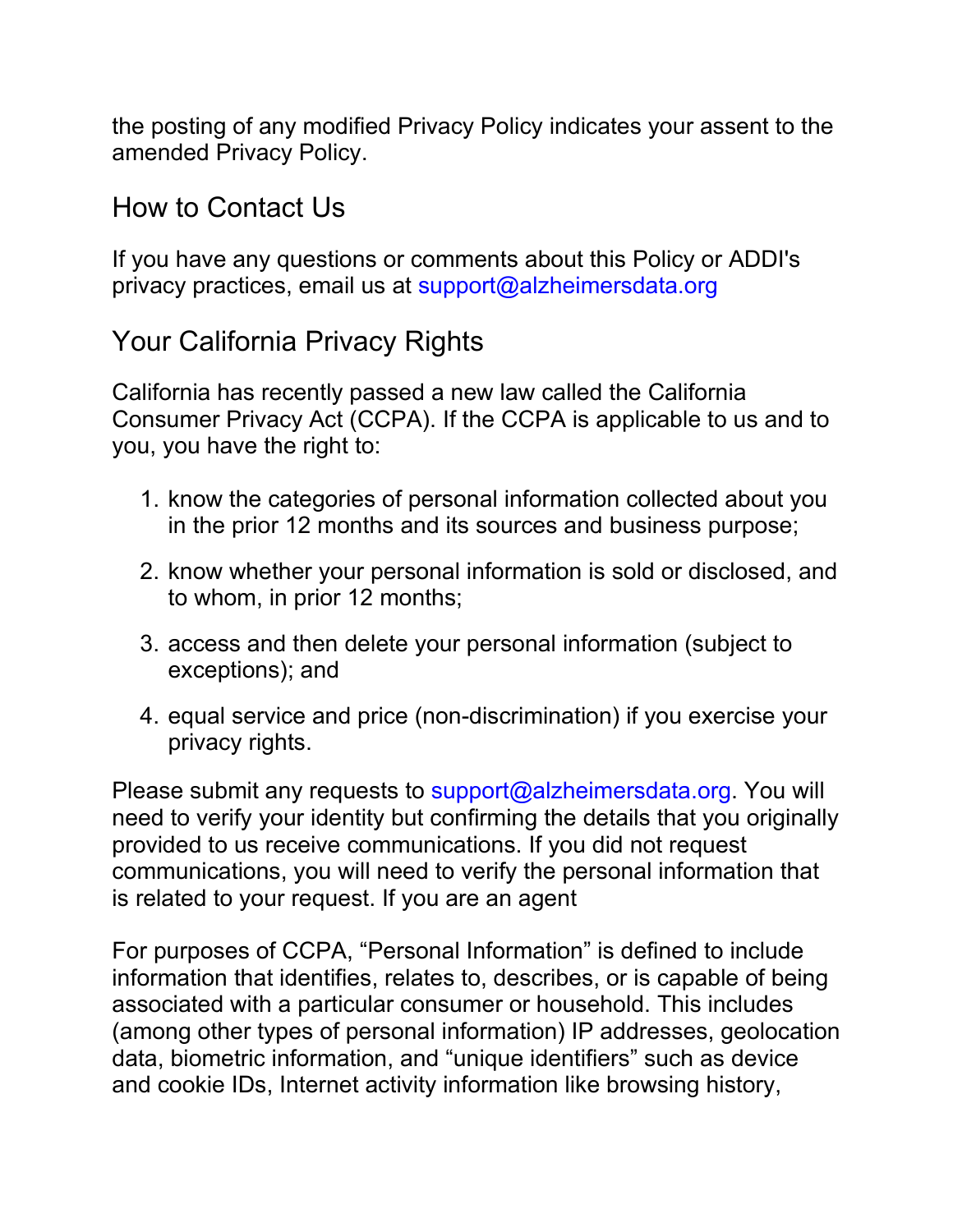the posting of any modified Privacy Policy indicates your assent to the amended Privacy Policy.

## How to Contact Us

If you have any questions or comments about this Policy or ADDI's privacy practices, email us at support@alzheimersdata.org

## Your California Privacy Rights

California has recently passed a new law called the California Consumer Privacy Act (CCPA). If the CCPA is applicable to us and to you, you have the right to:

1. know the categories of personal information collected about you in the prior 12 months and its sources and business purpose;
2. know whether your personal information is sold or disclosed, and to whom, in prior 12 months;
3. access and then delete your personal information (subject to exceptions); and
4. equal service and price (non-discrimination) if you exercise your privacy rights.

Please submit any requests to support@alzheimersdata.org. You will need to verify your identity but confirming the details that you originally provided to us receive communications. If you did not request communications, you will need to verify the personal information that is related to your request. If you are an agent

For purposes of CCPA, "Personal Information" is defined to include information that identifies, relates to, describes, or is capable of being associated with a particular consumer or household. This includes (among other types of personal information) IP addresses, geolocation data, biometric information, and "unique identifiers" such as device and cookie IDs, Internet activity information like browsing history,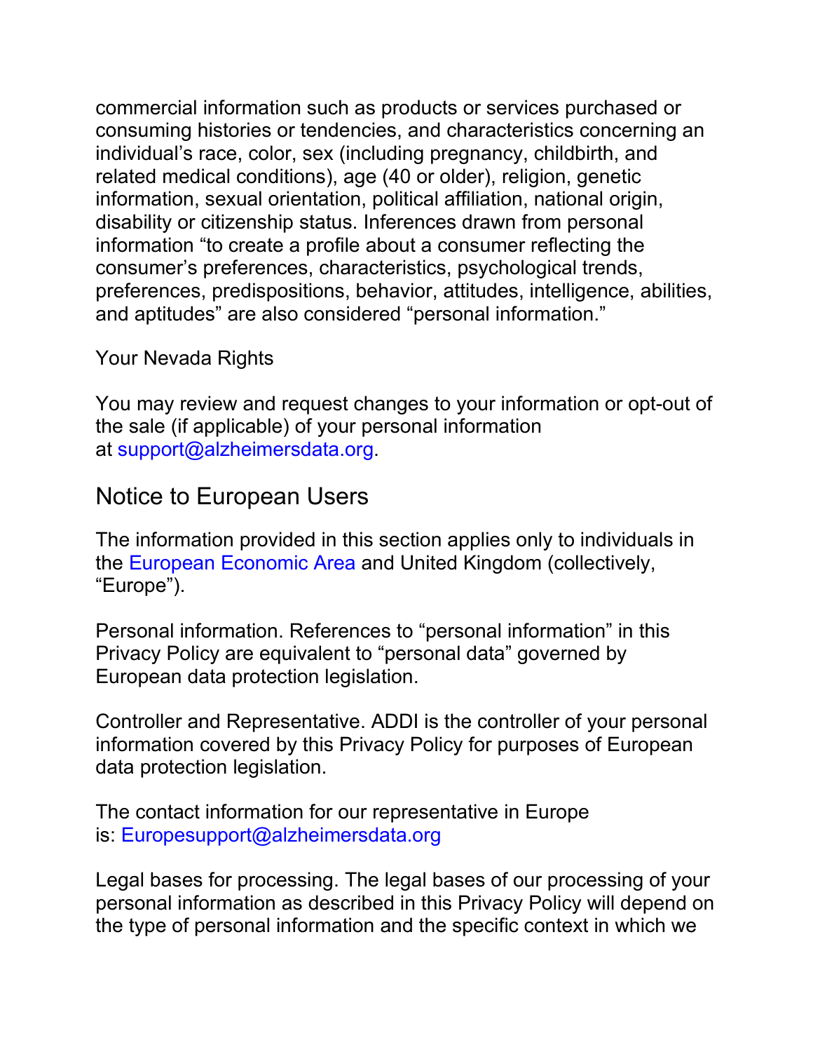commercial information such as products or services purchased or consuming histories or tendencies, and characteristics concerning an individual's race, color, sex (including pregnancy, childbirth, and related medical conditions), age (40 or older), religion, genetic information, sexual orientation, political affiliation, national origin, disability or citizenship status. Inferences drawn from personal information "to create a profile about a consumer reflecting the consumer's preferences, characteristics, psychological trends, preferences, predispositions, behavior, attitudes, intelligence, abilities, and aptitudes" are also considered "personal information."

Your Nevada Rights

You may review and request changes to your information or opt-out of the sale (if applicable) of your personal information at support@alzheimersdata.org.

## Notice to European Users

The information provided in this section applies only to individuals in the European Economic Area and United Kingdom (collectively, "Europe").

Personal information. References to "personal information" in this Privacy Policy are equivalent to "personal data" governed by European data protection legislation.

Controller and Representative. ADDI is the controller of your personal information covered by this Privacy Policy for purposes of European data protection legislation.

The contact information for our representative in Europe is: Europesupport@alzheimersdata.org

Legal bases for processing. The legal bases of our processing of your personal information as described in this Privacy Policy will depend on the type of personal information and the specific context in which we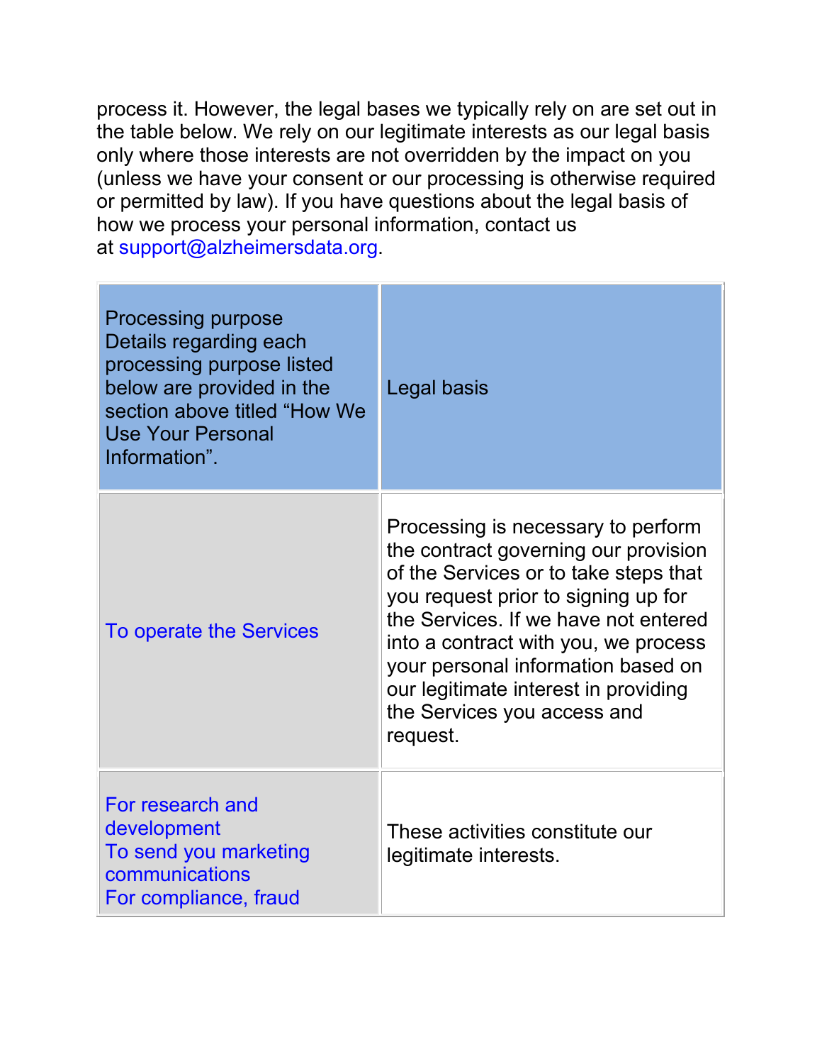process it. However, the legal bases we typically rely on are set out in the table below. We rely on our legitimate interests as our legal basis only where those interests are not overridden by the impact on you (unless we have your consent or our processing is otherwise required or permitted by law). If you have questions about the legal basis of how we process your personal information, contact us at support@alzheimersdata.org.

| Processing purpose<br>Details regarding each processing purpose listed below are provided in the section above titled "How We Use Your Personal Information". | Legal basis |
|---|---|
| To operate the Services | Processing is necessary to perform the contract governing our provision of the Services or to take steps that you request prior to signing up for the Services. If we have not entered into a contract with you, we process your personal information based on our legitimate interest in providing the Services you access and request. |
| For research and development<br>To send you marketing communications<br>For compliance, fraud | These activities constitute our legitimate interests. |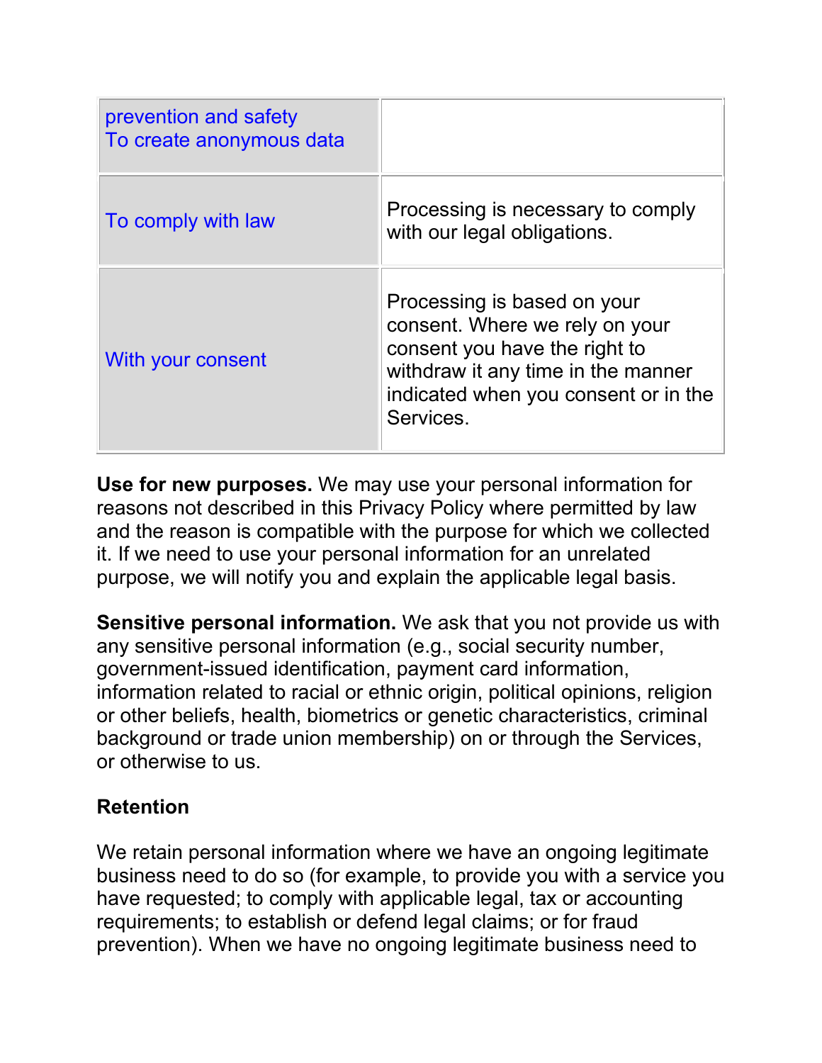| | |
|---|---|
| prevention and safety<br>To create anonymous data | |
| To comply with law | Processing is necessary to comply with our legal obligations. |
| With your consent | Processing is based on your consent. Where we rely on your consent you have the right to withdraw it any time in the manner indicated when you consent or in the Services. |

**Use for new purposes.** We may use your personal information for reasons not described in this Privacy Policy where permitted by law and the reason is compatible with the purpose for which we collected it. If we need to use your personal information for an unrelated purpose, we will notify you and explain the applicable legal basis.

**Sensitive personal information.** We ask that you not provide us with any sensitive personal information (e.g., social security number, government-issued identification, payment card information, information related to racial or ethnic origin, political opinions, religion or other beliefs, health, biometrics or genetic characteristics, criminal background or trade union membership) on or through the Services, or otherwise to us.

**Retention**

We retain personal information where we have an ongoing legitimate business need to do so (for example, to provide you with a service you have requested; to comply with applicable legal, tax or accounting requirements; to establish or defend legal claims; or for fraud prevention). When we have no ongoing legitimate business need to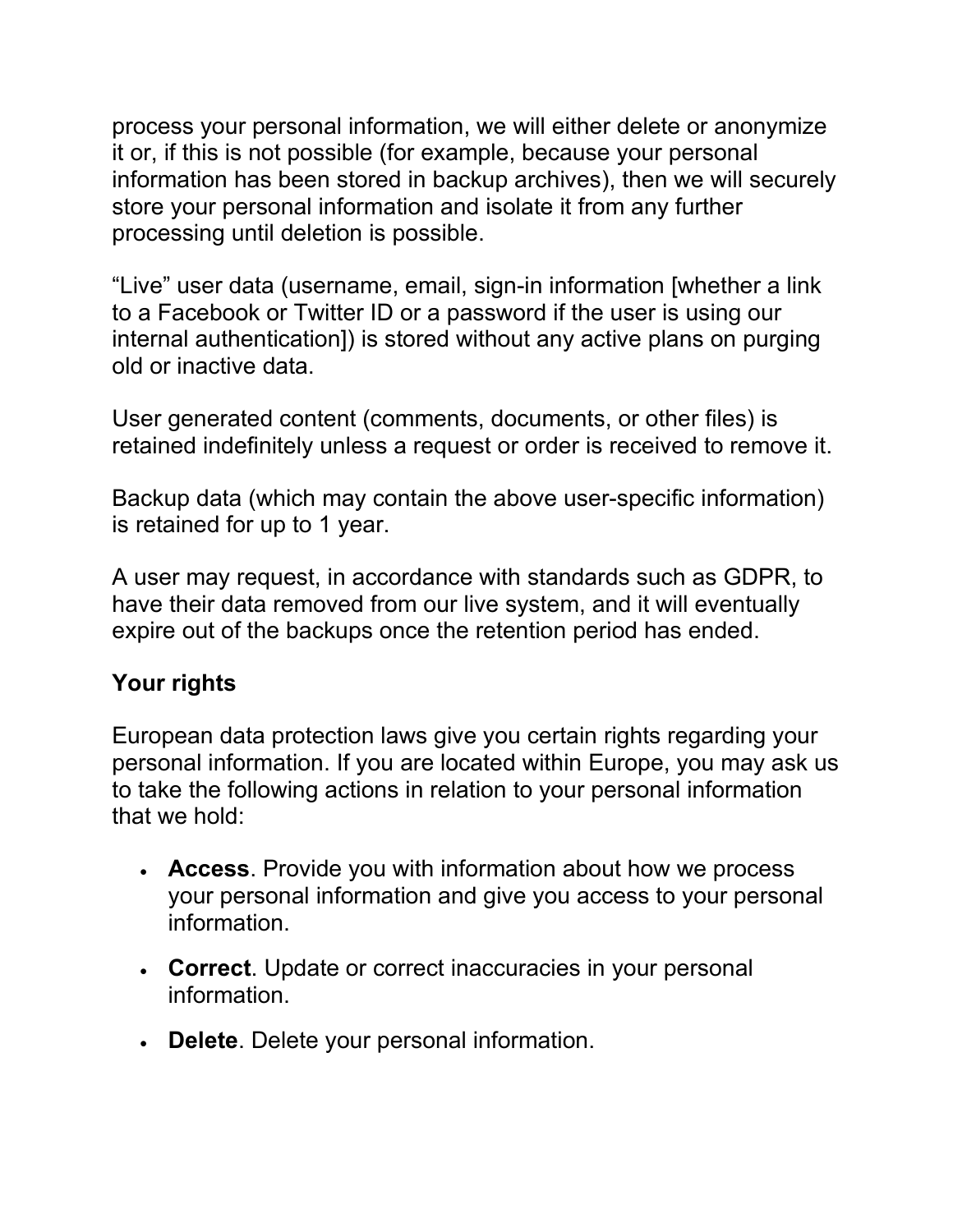process your personal information, we will either delete or anonymize it or, if this is not possible (for example, because your personal information has been stored in backup archives), then we will securely store your personal information and isolate it from any further processing until deletion is possible.

“Live” user data (username, email, sign-in information [whether a link to a Facebook or Twitter ID or a password if the user is using our internal authentication]) is stored without any active plans on purging old or inactive data.

User generated content (comments, documents, or other files) is retained indefinitely unless a request or order is received to remove it.

Backup data (which may contain the above user-specific information) is retained for up to 1 year.

A user may request, in accordance with standards such as GDPR, to have their data removed from our live system, and it will eventually expire out of the backups once the retention period has ended.

## Your rights

European data protection laws give you certain rights regarding your personal information. If you are located within Europe, you may ask us to take the following actions in relation to your personal information that we hold:

- **Access**. Provide you with information about how we process your personal information and give you access to your personal information.
- **Correct**. Update or correct inaccuracies in your personal information.
- **Delete**. Delete your personal information.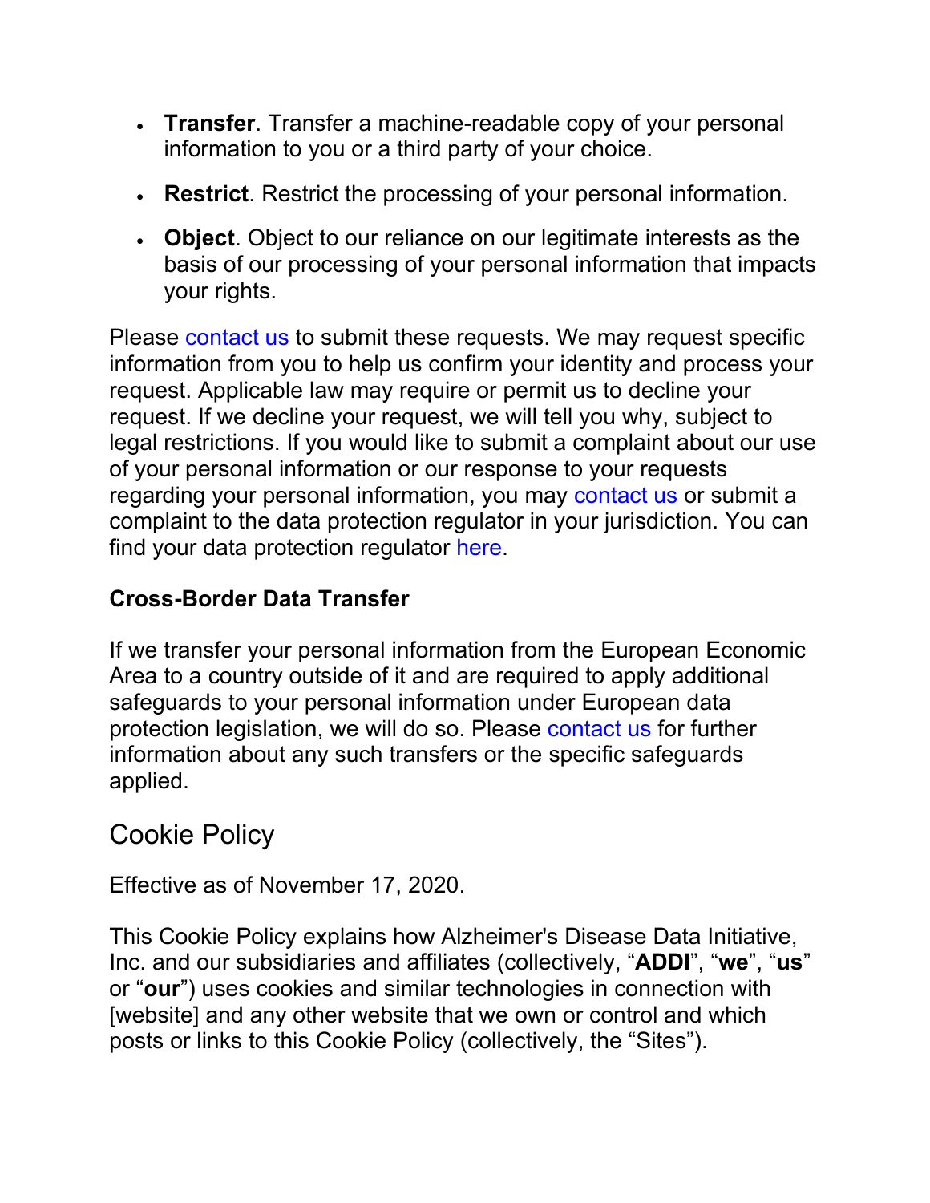- **Transfer**. Transfer a machine-readable copy of your personal information to you or a third party of your choice.
- **Restrict**. Restrict the processing of your personal information.
- **Object**. Object to our reliance on our legitimate interests as the basis of our processing of your personal information that impacts your rights.

Please contact us to submit these requests. We may request specific information from you to help us confirm your identity and process your request. Applicable law may require or permit us to decline your request. If we decline your request, we will tell you why, subject to legal restrictions. If you would like to submit a complaint about our use of your personal information or our response to your requests regarding your personal information, you may contact us or submit a complaint to the data protection regulator in your jurisdiction. You can find your data protection regulator here.

**Cross-Border Data Transfer**

If we transfer your personal information from the European Economic Area to a country outside of it and are required to apply additional safeguards to your personal information under European data protection legislation, we will do so. Please contact us for further information about any such transfers or the specific safeguards applied.

## Cookie Policy

Effective as of November 17, 2020.

This Cookie Policy explains how Alzheimer's Disease Data Initiative, Inc. and our subsidiaries and affiliates (collectively, "**ADDI**", "**we**", "**us**" or "**our**") uses cookies and similar technologies in connection with [website] and any other website that we own or control and which posts or links to this Cookie Policy (collectively, the "Sites").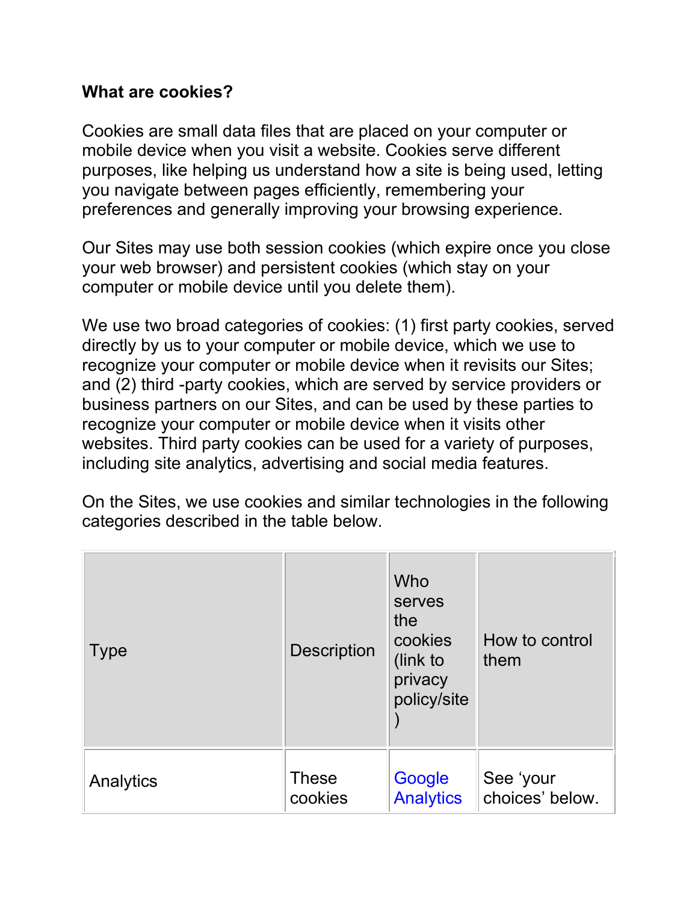**What are cookies?**

Cookies are small data files that are placed on your computer or mobile device when you visit a website. Cookies serve different purposes, like helping us understand how a site is being used, letting you navigate between pages efficiently, remembering your preferences and generally improving your browsing experience.

Our Sites may use both session cookies (which expire once you close your web browser) and persistent cookies (which stay on your computer or mobile device until you delete them).

We use two broad categories of cookies: (1) first party cookies, served directly by us to your computer or mobile device, which we use to recognize your computer or mobile device when it revisits our Sites; and (2) third -party cookies, which are served by service providers or business partners on our Sites, and can be used by these parties to recognize your computer or mobile device when it visits other websites. Third party cookies can be used for a variety of purposes, including site analytics, advertising and social media features.

On the Sites, we use cookies and similar technologies in the following categories described in the table below.

| Type | Description | Who serves the cookies (link to privacy policy/site) | How to control them |
|---|---|---|---|
| Analytics | These cookies | Google Analytics | See 'your choices' below. |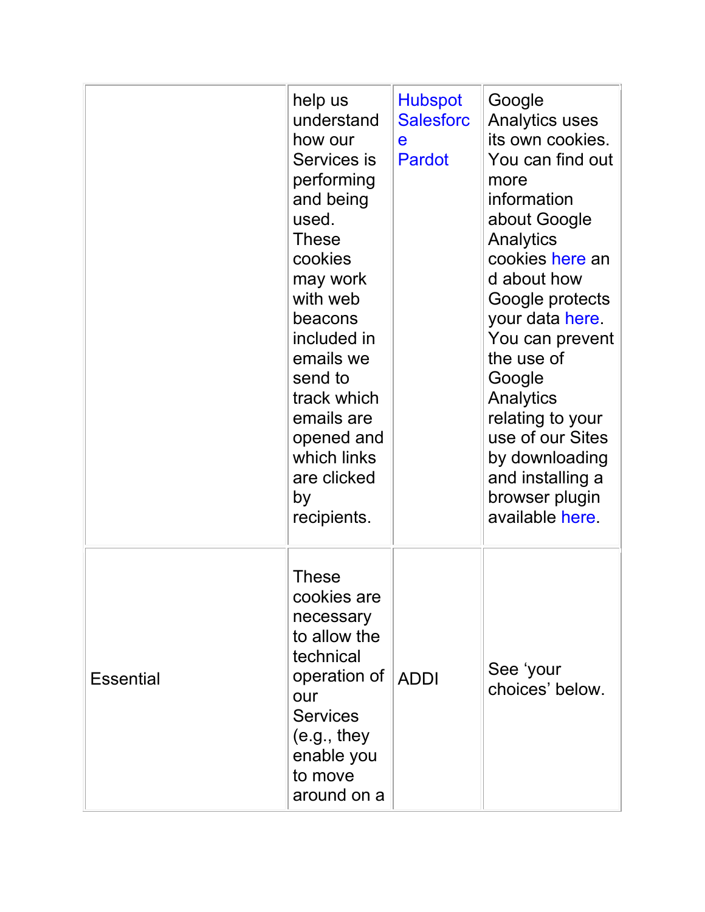| | | | |
|---|---|---|---|
| | help us understand how our Services is performing and being used. These cookies may work with web beacons included in emails we send to track which emails are opened and which links are clicked by recipients. | Hubspot Salesforce Pardot | Google Analytics uses its own cookies. You can find out more information about Google Analytics cookies here and about how Google protects your data here. You can prevent the use of Google Analytics relating to your use of our Sites by downloading and installing a browser plugin available here. |
| Essential | These cookies are necessary to allow the technical operation of our Services (e.g., they enable you to move around on a | ADDI | See 'your choices' below. |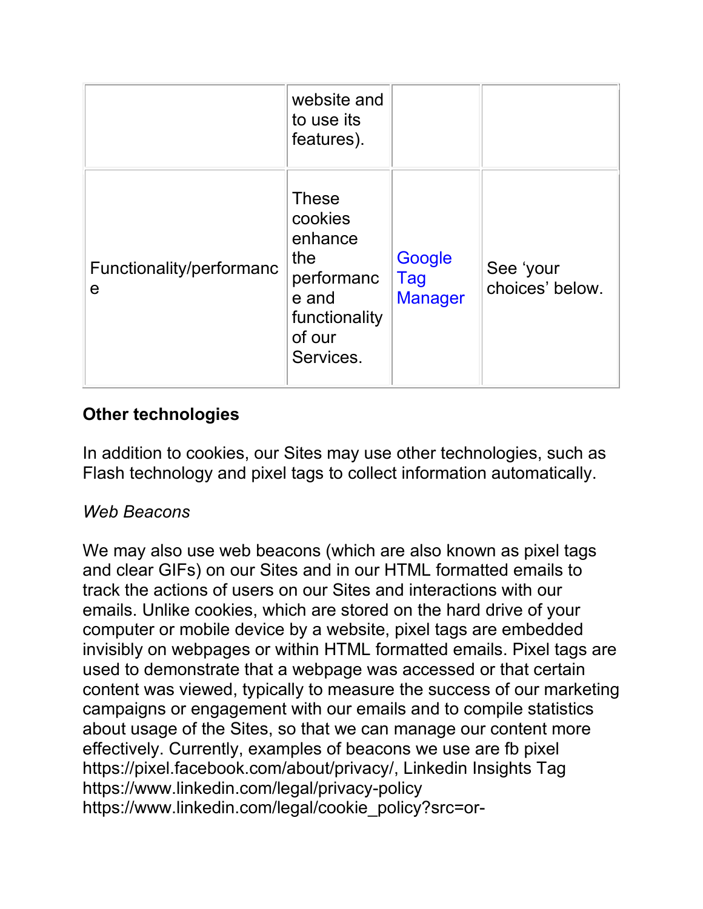| | | | |
|---|---|---|---|
| | website and to use its features). | | |
| Functionality/performance | These cookies enhance the performance and functionality of our Services. | Google Tag Manager | See 'your choices' below. |

**Other technologies**

In addition to cookies, our Sites may use other technologies, such as Flash technology and pixel tags to collect information automatically.

*Web Beacons*

We may also use web beacons (which are also known as pixel tags and clear GIFs) on our Sites and in our HTML formatted emails to track the actions of users on our Sites and interactions with our emails. Unlike cookies, which are stored on the hard drive of your computer or mobile device by a website, pixel tags are embedded invisibly on webpages or within HTML formatted emails. Pixel tags are used to demonstrate that a webpage was accessed or that certain content was viewed, typically to measure the success of our marketing campaigns or engagement with our emails and to compile statistics about usage of the Sites, so that we can manage our content more effectively. Currently, examples of beacons we use are fb pixel https://pixel.facebook.com/about/privacy/, Linkedin Insights Tag https://www.linkedin.com/legal/privacy-policy https://www.linkedin.com/legal/cookie_policy?src=or-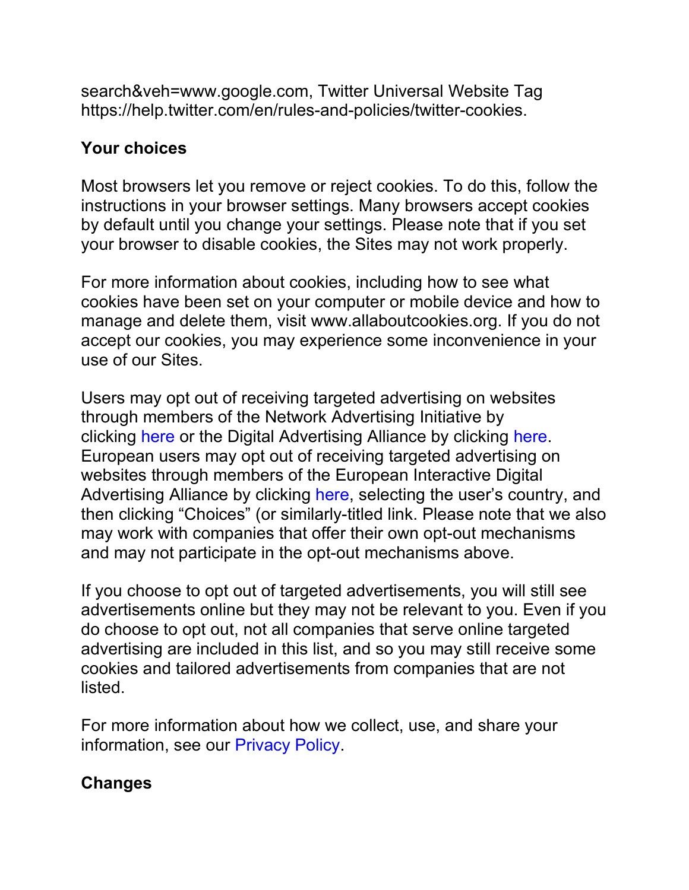search&veh=www.google.com, Twitter Universal Website Tag https://help.twitter.com/en/rules-and-policies/twitter-cookies.

**Your choices**

Most browsers let you remove or reject cookies. To do this, follow the instructions in your browser settings. Many browsers accept cookies by default until you change your settings. Please note that if you set your browser to disable cookies, the Sites may not work properly.

For more information about cookies, including how to see what cookies have been set on your computer or mobile device and how to manage and delete them, visit www.allaboutcookies.org. If you do not accept our cookies, you may experience some inconvenience in your use of our Sites.

Users may opt out of receiving targeted advertising on websites through members of the Network Advertising Initiative by clicking here or the Digital Advertising Alliance by clicking here. European users may opt out of receiving targeted advertising on websites through members of the European Interactive Digital Advertising Alliance by clicking here, selecting the user's country, and then clicking "Choices" (or similarly-titled link. Please note that we also may work with companies that offer their own opt-out mechanisms and may not participate in the opt-out mechanisms above.

If you choose to opt out of targeted advertisements, you will still see advertisements online but they may not be relevant to you. Even if you do choose to opt out, not all companies that serve online targeted advertising are included in this list, and so you may still receive some cookies and tailored advertisements from companies that are not listed.

For more information about how we collect, use, and share your information, see our Privacy Policy.

**Changes**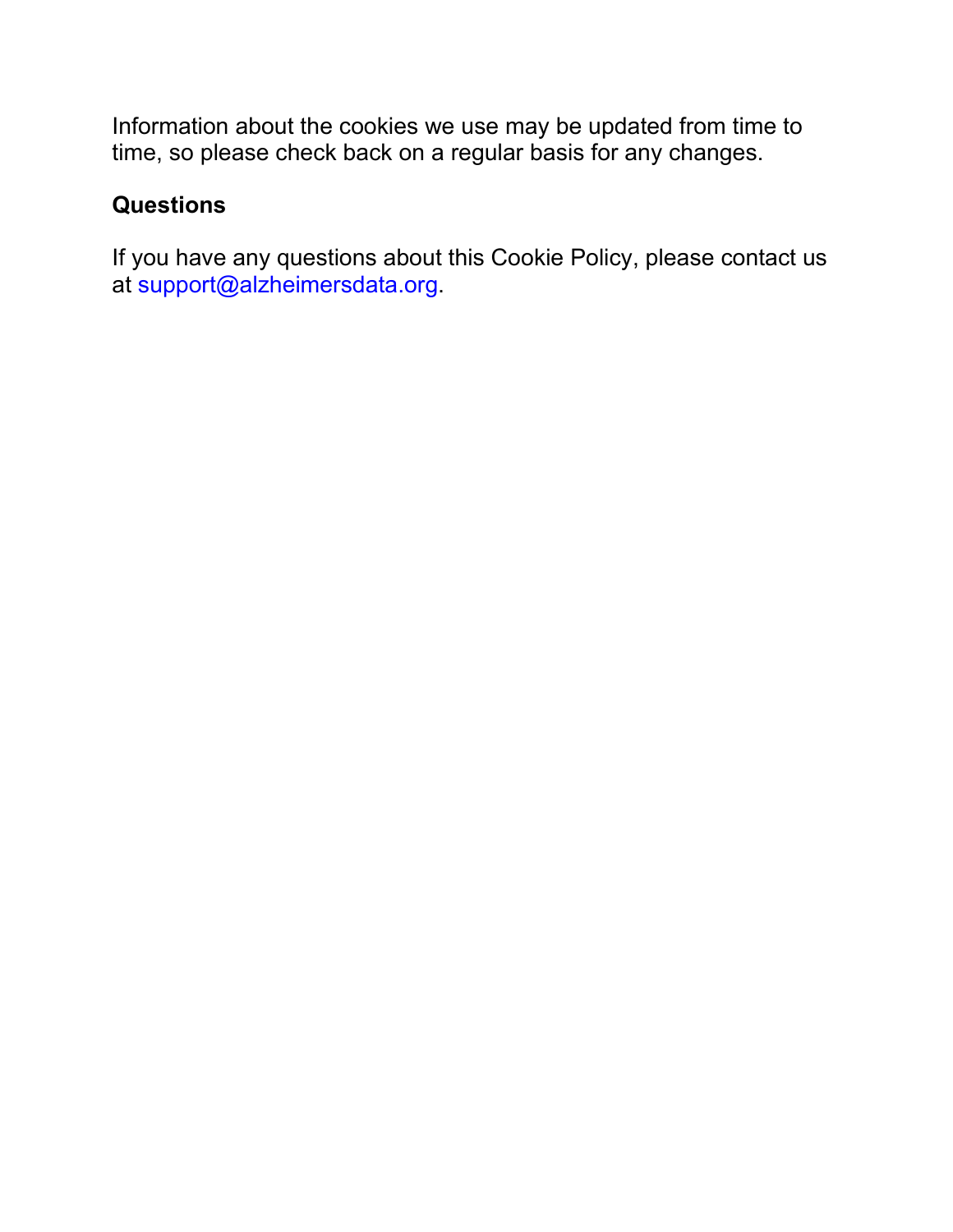Information about the cookies we use may be updated from time to time, so please check back on a regular basis for any changes.

### Questions

If you have any questions about this Cookie Policy, please contact us at support@alzheimersdata.org.